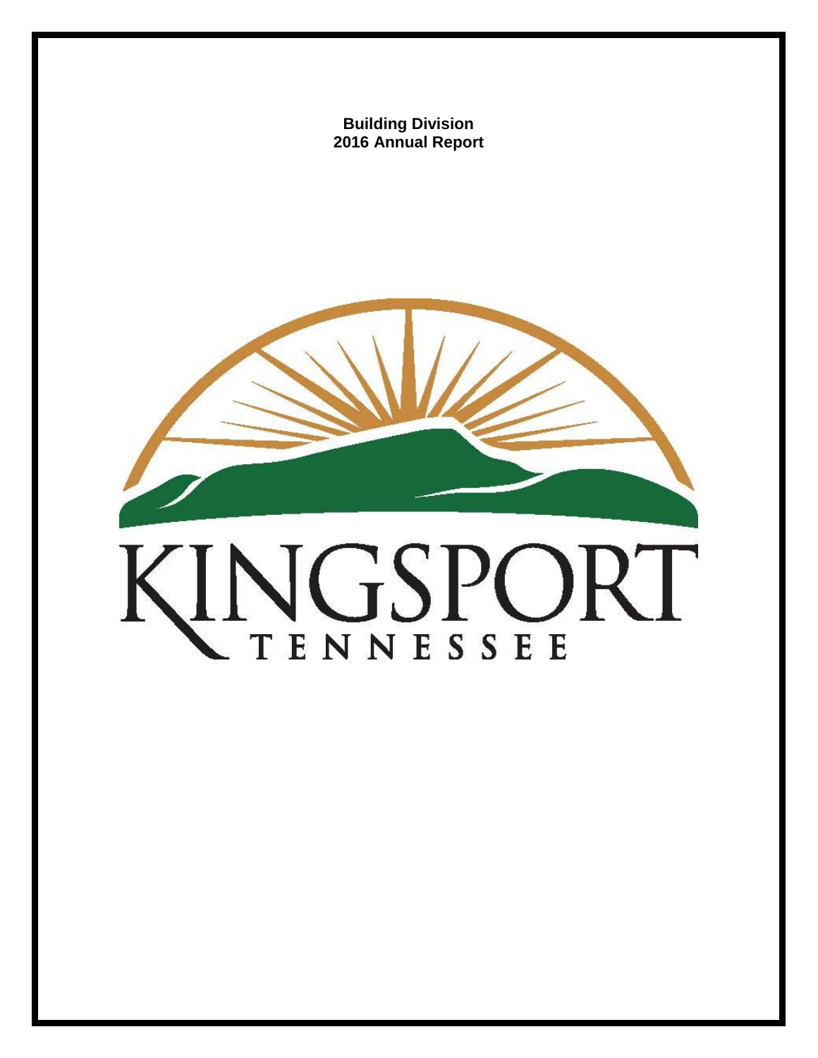**Building Division**
**2016 Annual Report**

KINGSPORT
TENNESSEE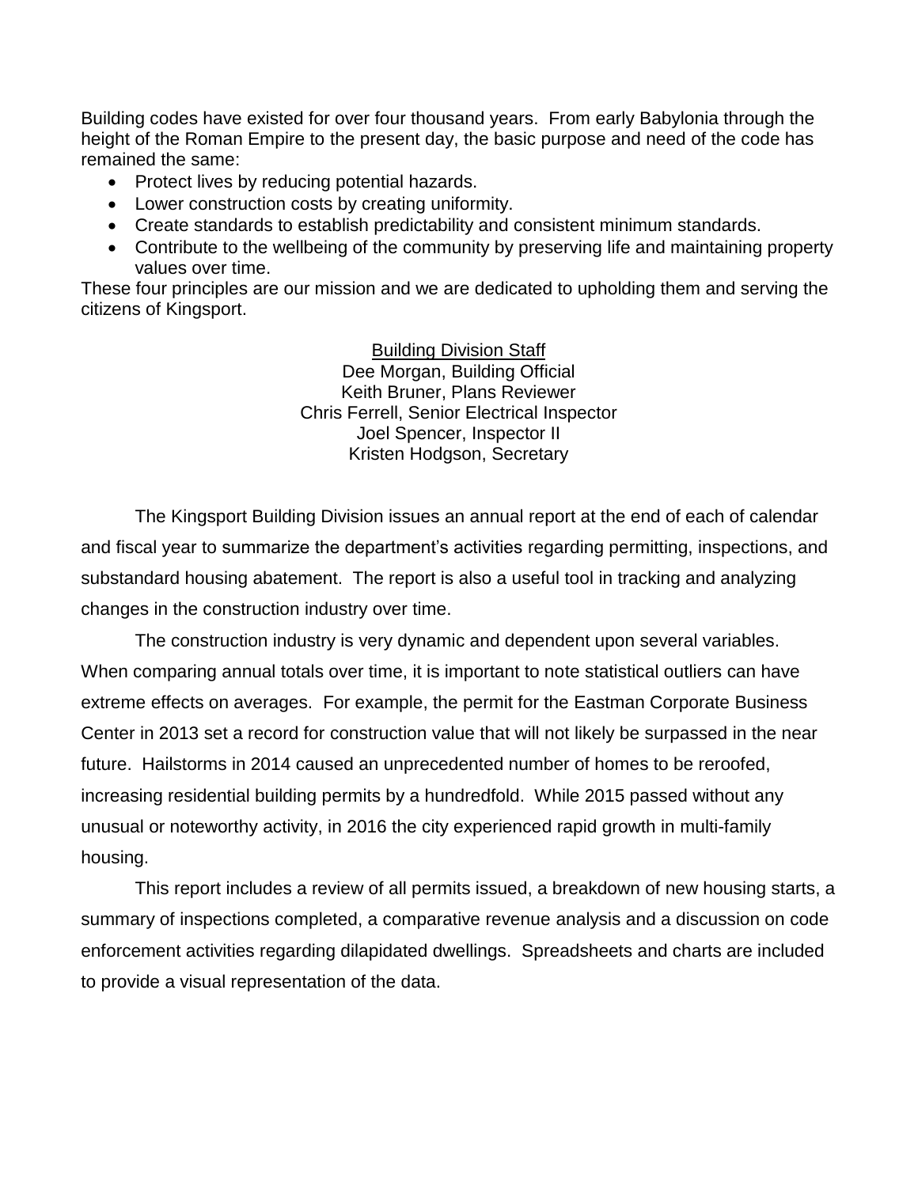Building codes have existed for over four thousand years. From early Babylonia through the height of the Roman Empire to the present day, the basic purpose and need of the code has remained the same:

- Protect lives by reducing potential hazards.
- Lower construction costs by creating uniformity.
- Create standards to establish predictability and consistent minimum standards.
- Contribute to the wellbeing of the community by preserving life and maintaining property values over time.

These four principles are our mission and we are dedicated to upholding them and serving the citizens of Kingsport.

<u>Building Division Staff</u>
Dee Morgan, Building Official
Keith Bruner, Plans Reviewer
Chris Ferrell, Senior Electrical Inspector
Joel Spencer, Inspector II
Kristen Hodgson, Secretary

The Kingsport Building Division issues an annual report at the end of each of calendar and fiscal year to summarize the department's activities regarding permitting, inspections, and substandard housing abatement. The report is also a useful tool in tracking and analyzing changes in the construction industry over time.

The construction industry is very dynamic and dependent upon several variables. When comparing annual totals over time, it is important to note statistical outliers can have extreme effects on averages. For example, the permit for the Eastman Corporate Business Center in 2013 set a record for construction value that will not likely be surpassed in the near future. Hailstorms in 2014 caused an unprecedented number of homes to be reroofed, increasing residential building permits by a hundredfold. While 2015 passed without any unusual or noteworthy activity, in 2016 the city experienced rapid growth in multi-family housing.

This report includes a review of all permits issued, a breakdown of new housing starts, a summary of inspections completed, a comparative revenue analysis and a discussion on code enforcement activities regarding dilapidated dwellings. Spreadsheets and charts are included to provide a visual representation of the data.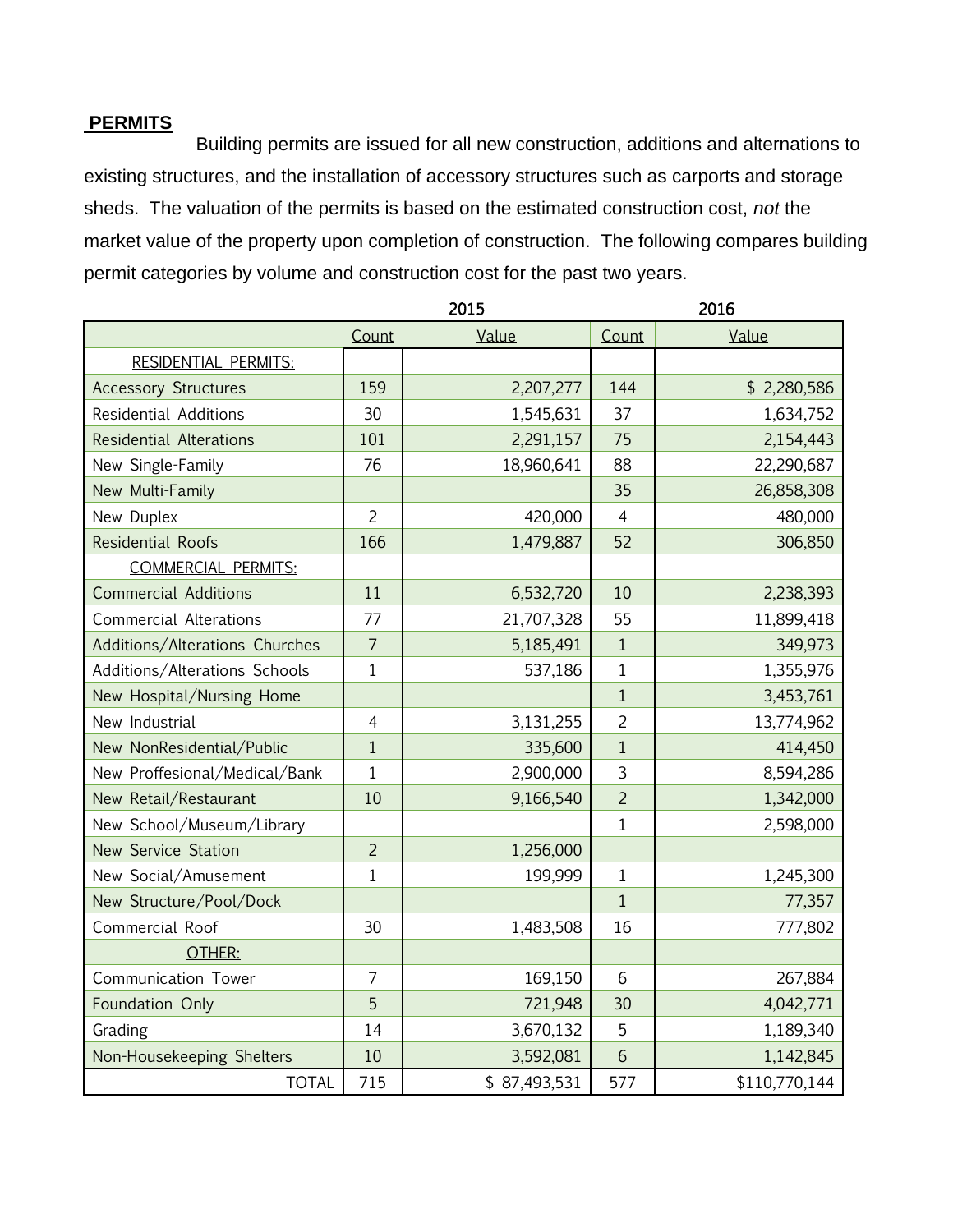## PERMITS

Building permits are issued for all new construction, additions and alternations to existing structures, and the installation of accessory structures such as carports and storage sheds. The valuation of the permits is based on the estimated construction cost, *not* the market value of the property upon completion of construction. The following compares building permit categories by volume and construction cost for the past two years.

| | 2015 | | 2016 | |
|---|---|---|---|---|
| | Count | Value | Count | Value |
| RESIDENTIAL PERMITS: | | | | |
| Accessory Structures | 159 | 2,207,277 | 144 | $ 2,280,586 |
| Residential Additions | 30 | 1,545,631 | 37 | 1,634,752 |
| Residential Alterations | 101 | 2,291,157 | 75 | 2,154,443 |
| New Single-Family | 76 | 18,960,641 | 88 | 22,290,687 |
| New Multi-Family | | | 35 | 26,858,308 |
| New Duplex | 2 | 420,000 | 4 | 480,000 |
| Residential Roofs | 166 | 1,479,887 | 52 | 306,850 |
| COMMERCIAL PERMITS: | | | | |
| Commercial Additions | 11 | 6,532,720 | 10 | 2,238,393 |
| Commercial Alterations | 77 | 21,707,328 | 55 | 11,899,418 |
| Additions/Alterations Churches | 7 | 5,185,491 | 1 | 349,973 |
| Additions/Alterations Schools | 1 | 537,186 | 1 | 1,355,976 |
| New Hospital/Nursing Home | | | 1 | 3,453,761 |
| New Industrial | 4 | 3,131,255 | 2 | 13,774,962 |
| New NonResidential/Public | 1 | 335,600 | 1 | 414,450 |
| New Proffesional/Medical/Bank | 1 | 2,900,000 | 3 | 8,594,286 |
| New Retail/Restaurant | 10 | 9,166,540 | 2 | 1,342,000 |
| New School/Museum/Library | | | 1 | 2,598,000 |
| New Service Station | 2 | 1,256,000 | | |
| New Social/Amusement | 1 | 199,999 | 1 | 1,245,300 |
| New Structure/Pool/Dock | | | 1 | 77,357 |
| Commercial Roof | 30 | 1,483,508 | 16 | 777,802 |
| OTHER: | | | | |
| Communication Tower | 7 | 169,150 | 6 | 267,884 |
| Foundation Only | 5 | 721,948 | 30 | 4,042,771 |
| Grading | 14 | 3,670,132 | 5 | 1,189,340 |
| Non-Housekeeping Shelters | 10 | 3,592,081 | 6 | 1,142,845 |
| TOTAL | 715 | $ 87,493,531 | 577 | $110,770,144 |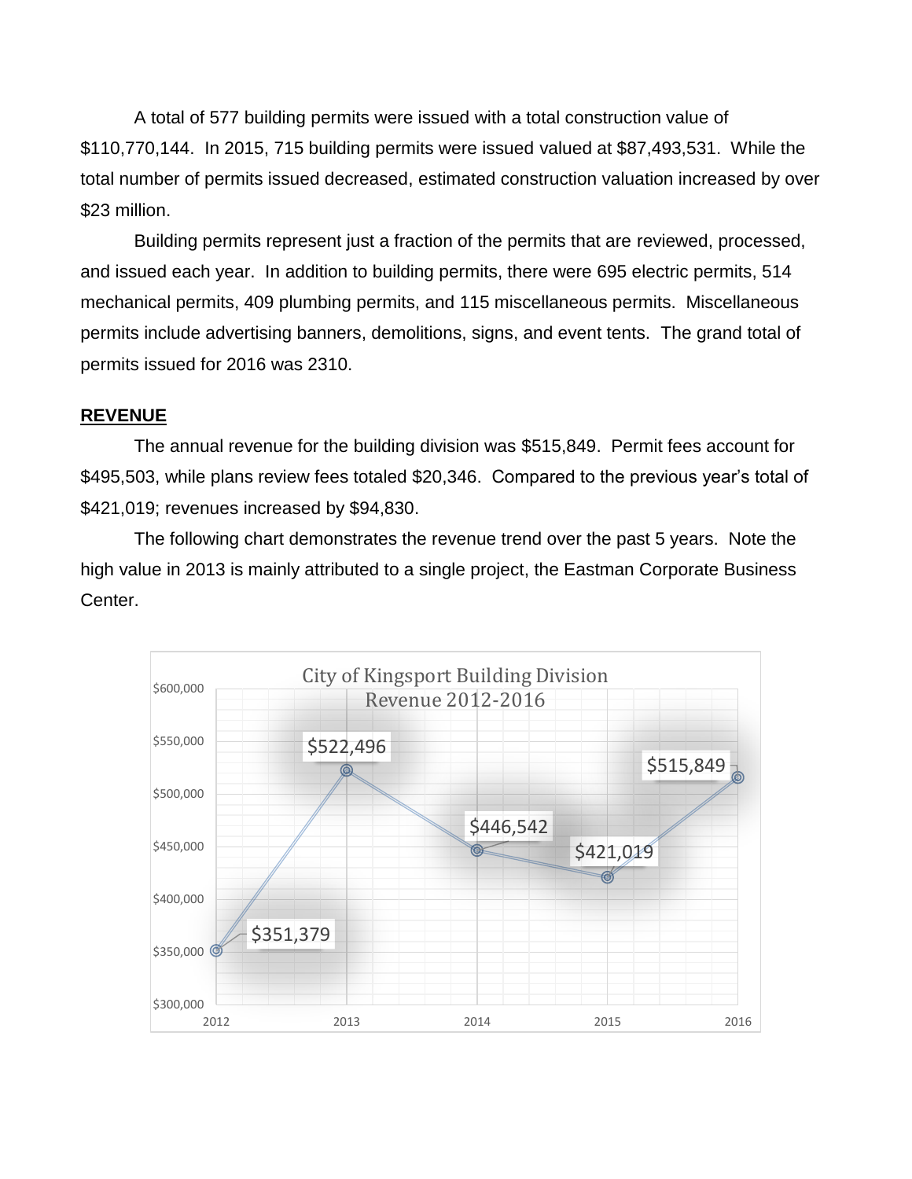A total of 577 building permits were issued with a total construction value of $110,770,144. In 2015, 715 building permits were issued valued at $87,493,531. While the total number of permits issued decreased, estimated construction valuation increased by over $23 million.

Building permits represent just a fraction of the permits that are reviewed, processed, and issued each year. In addition to building permits, there were 695 electric permits, 514 mechanical permits, 409 plumbing permits, and 115 miscellaneous permits. Miscellaneous permits include advertising banners, demolitions, signs, and event tents. The grand total of permits issued for 2016 was 2310.

## REVENUE

The annual revenue for the building division was $515,849. Permit fees account for $495,503, while plans review fees totaled $20,346. Compared to the previous year's total of $421,019; revenues increased by $94,830.

The following chart demonstrates the revenue trend over the past 5 years. Note the high value in 2013 is mainly attributed to a single project, the Eastman Corporate Business Center.

City of Kingsport Building Division Revenue 2012-2016

| Year | Revenue |
|---|---|
| 2012 | $351,379 |
| 2013 | $522,496 |
| 2014 | $446,542 |
| 2015 | $421,019 |
| 2016 | $515,849 |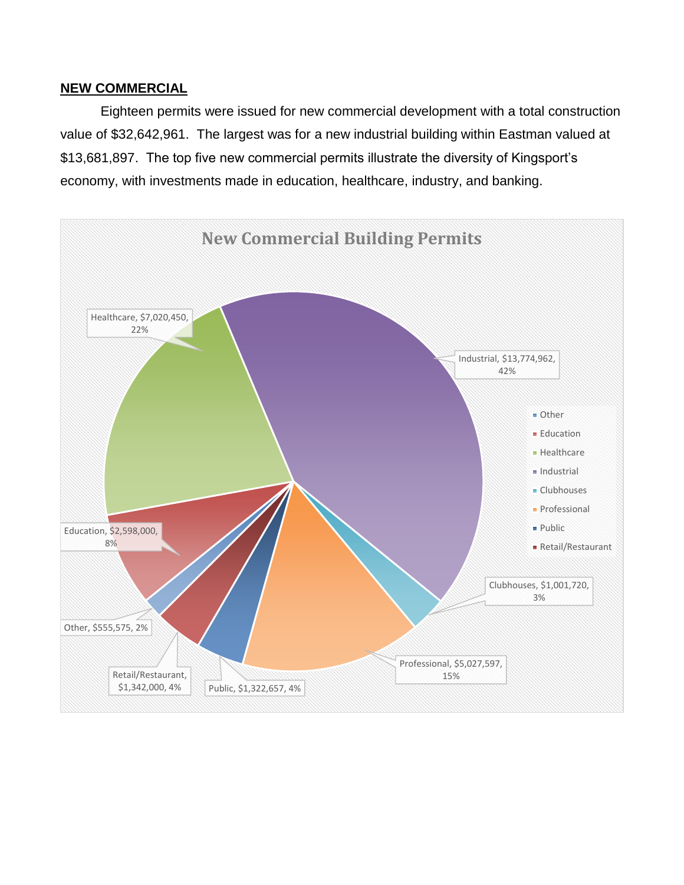## NEW COMMERCIAL

Eighteen permits were issued for new commercial development with a total construction value of $32,642,961. The largest was for a new industrial building within Eastman valued at $13,681,897. The top five new commercial permits illustrate the diversity of Kingsport's economy, with investments made in education, healthcare, industry, and banking.

**New Commercial Building Permits**

| Category | Value | Percent |
| --- | --- | --- |
| Other | $555,575 | 2% |
| Education | $2,598,000 | 8% |
| Healthcare | $7,020,450 | 22% |
| Industrial | $13,774,962 | 42% |
| Clubhouses | $1,001,720 | 3% |
| Professional | $5,027,597 | 15% |
| Public | $1,322,657 | 4% |
| Retail/Restaurant | $1,342,000 | 4% |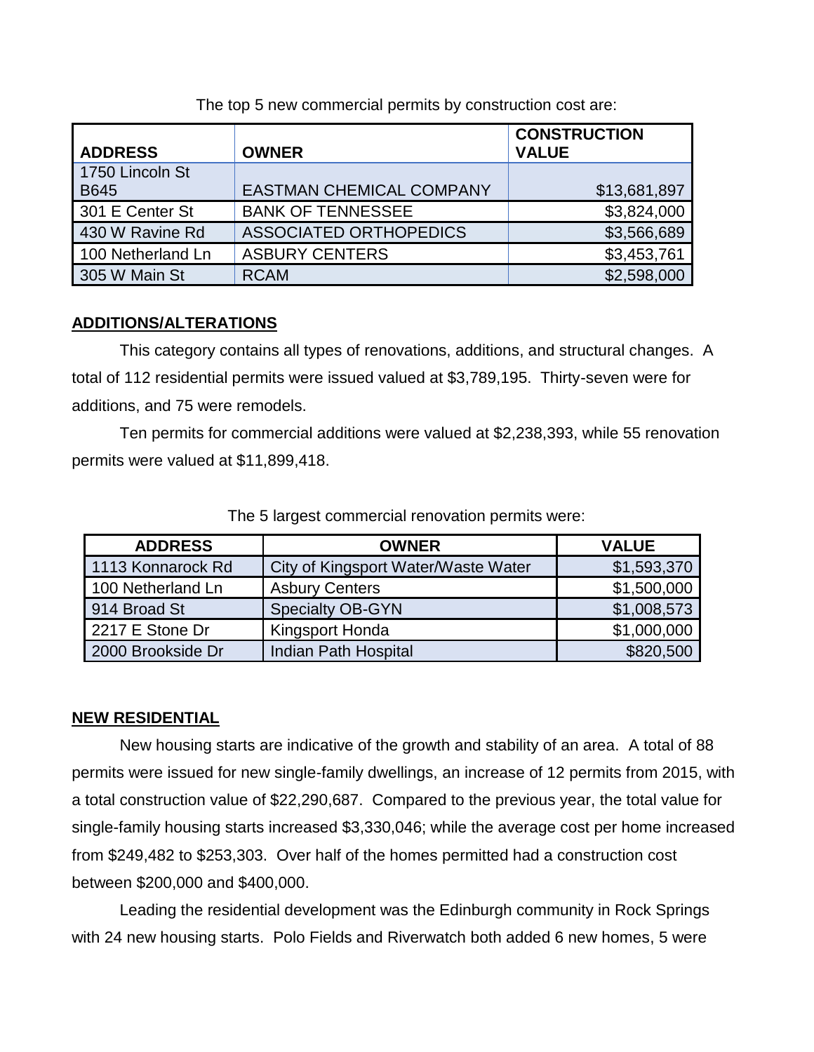The top 5 new commercial permits by construction cost are:

| ADDRESS | OWNER | CONSTRUCTION VALUE |
|---|---|---|
| 1750 Lincoln St B645 | EASTMAN CHEMICAL COMPANY | $13,681,897 |
| 301 E Center St | BANK OF TENNESSEE | $3,824,000 |
| 430 W Ravine Rd | ASSOCIATED ORTHOPEDICS | $3,566,689 |
| 100 Netherland Ln | ASBURY CENTERS | $3,453,761 |
| 305 W Main St | RCAM | $2,598,000 |

**ADDITIONS/ALTERATIONS**

This category contains all types of renovations, additions, and structural changes. A total of 112 residential permits were issued valued at $3,789,195. Thirty-seven were for additions, and 75 were remodels.

Ten permits for commercial additions were valued at $2,238,393, while 55 renovation permits were valued at $11,899,418.

The 5 largest commercial renovation permits were:

| ADDRESS | OWNER | VALUE |
|---|---|---|
| 1113 Konnarock Rd | City of Kingsport Water/Waste Water | $1,593,370 |
| 100 Netherland Ln | Asbury Centers | $1,500,000 |
| 914 Broad St | Specialty OB-GYN | $1,008,573 |
| 2217 E Stone Dr | Kingsport Honda | $1,000,000 |
| 2000 Brookside Dr | Indian Path Hospital | $820,500 |

**NEW RESIDENTIAL**

New housing starts are indicative of the growth and stability of an area. A total of 88 permits were issued for new single-family dwellings, an increase of 12 permits from 2015, with a total construction value of $22,290,687. Compared to the previous year, the total value for single-family housing starts increased $3,330,046; while the average cost per home increased from $249,482 to $253,303. Over half of the homes permitted had a construction cost between $200,000 and $400,000.

Leading the residential development was the Edinburgh community in Rock Springs with 24 new housing starts. Polo Fields and Riverwatch both added 6 new homes, 5 were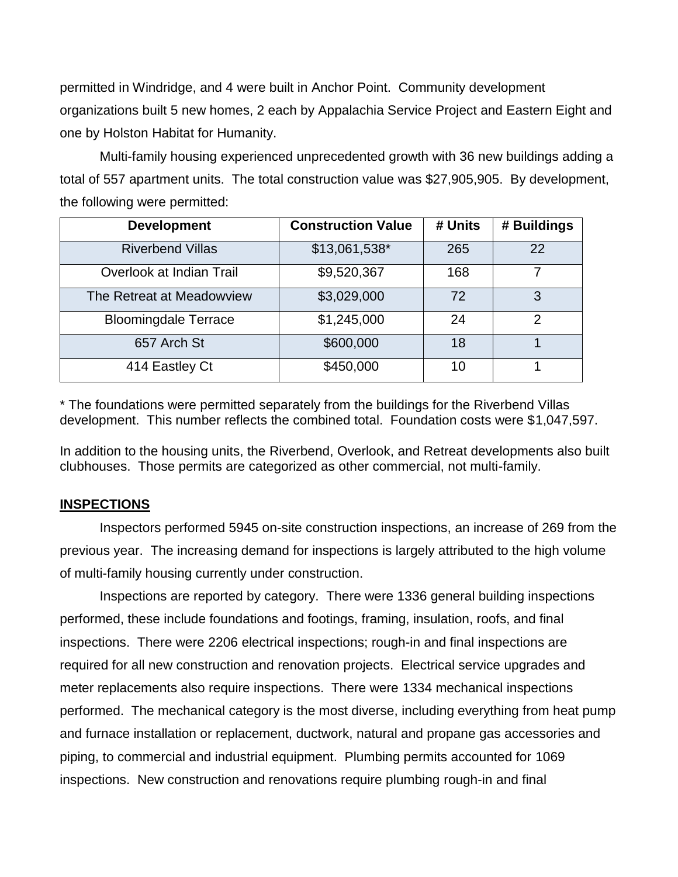permitted in Windridge, and 4 were built in Anchor Point. Community development organizations built 5 new homes, 2 each by Appalachia Service Project and Eastern Eight and one by Holston Habitat for Humanity.

Multi-family housing experienced unprecedented growth with 36 new buildings adding a total of 557 apartment units. The total construction value was $27,905,905. By development, the following were permitted:

| Development | Construction Value | # Units | # Buildings |
|---|---|---|---|
| Riverbend Villas | $13,061,538* | 265 | 22 |
| Overlook at Indian Trail | $9,520,367 | 168 | 7 |
| The Retreat at Meadowview | $3,029,000 | 72 | 3 |
| Bloomingdale Terrace | $1,245,000 | 24 | 2 |
| 657 Arch St | $600,000 | 18 | 1 |
| 414 Eastley Ct | $450,000 | 10 | 1 |

* The foundations were permitted separately from the buildings for the Riverbend Villas development. This number reflects the combined total. Foundation costs were $1,047,597.

In addition to the housing units, the Riverbend, Overlook, and Retreat developments also built clubhouses. Those permits are categorized as other commercial, not multi-family.

## INSPECTIONS

Inspectors performed 5945 on-site construction inspections, an increase of 269 from the previous year. The increasing demand for inspections is largely attributed to the high volume of multi-family housing currently under construction.

Inspections are reported by category. There were 1336 general building inspections performed, these include foundations and footings, framing, insulation, roofs, and final inspections. There were 2206 electrical inspections; rough-in and final inspections are required for all new construction and renovation projects. Electrical service upgrades and meter replacements also require inspections. There were 1334 mechanical inspections performed. The mechanical category is the most diverse, including everything from heat pump and furnace installation or replacement, ductwork, natural and propane gas accessories and piping, to commercial and industrial equipment. Plumbing permits accounted for 1069 inspections. New construction and renovations require plumbing rough-in and final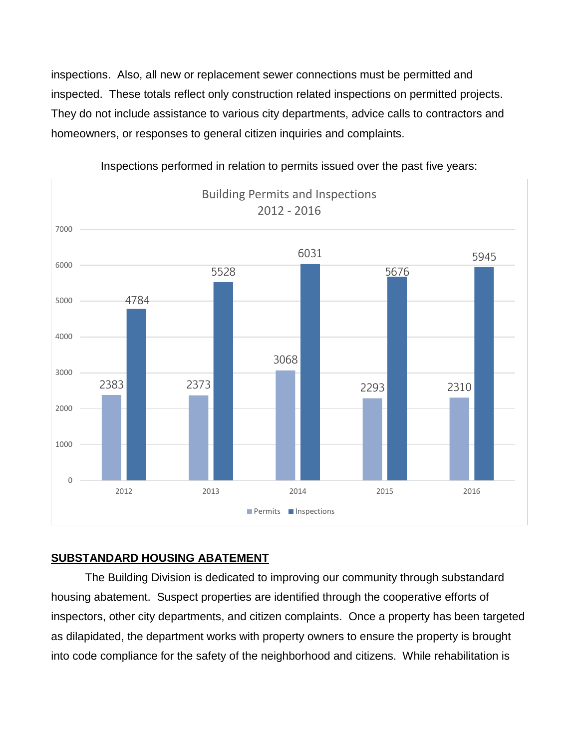inspections. Also, all new or replacement sewer connections must be permitted and inspected. These totals reflect only construction related inspections on permitted projects. They do not include assistance to various city departments, advice calls to contractors and homeowners, or responses to general citizen inquiries and complaints.

Inspections performed in relation to permits issued over the past five years:

**Building Permits and Inspections 2012 - 2016**

| Year | Permits | Inspections |
|---|---|---|
| 2012 | 2383 | 4784 |
| 2013 | 2373 | 5528 |
| 2014 | 3068 | 6031 |
| 2015 | 2293 | 5676 |
| 2016 | 2310 | 5945 |

## SUBSTANDARD HOUSING ABATEMENT

The Building Division is dedicated to improving our community through substandard housing abatement. Suspect properties are identified through the cooperative efforts of inspectors, other city departments, and citizen complaints. Once a property has been targeted as dilapidated, the department works with property owners to ensure the property is brought into code compliance for the safety of the neighborhood and citizens. While rehabilitation is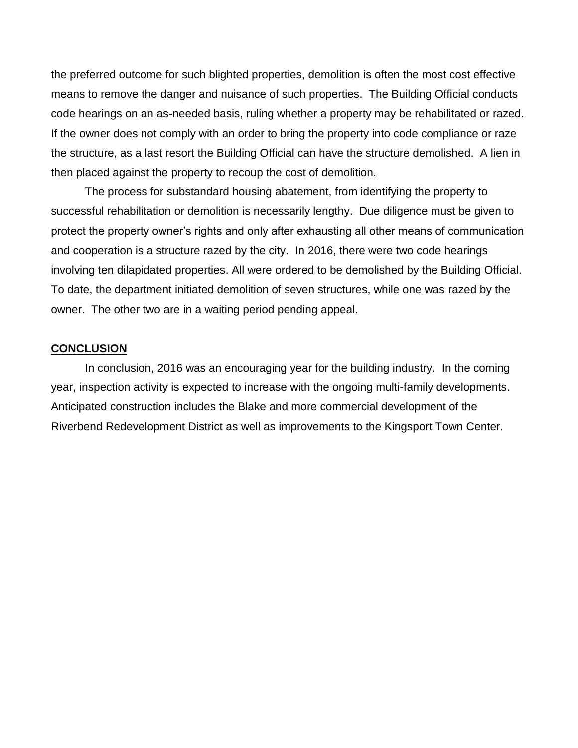the preferred outcome for such blighted properties, demolition is often the most cost effective means to remove the danger and nuisance of such properties. The Building Official conducts code hearings on an as-needed basis, ruling whether a property may be rehabilitated or razed. If the owner does not comply with an order to bring the property into code compliance or raze the structure, as a last resort the Building Official can have the structure demolished. A lien in then placed against the property to recoup the cost of demolition.

The process for substandard housing abatement, from identifying the property to successful rehabilitation or demolition is necessarily lengthy. Due diligence must be given to protect the property owner's rights and only after exhausting all other means of communication and cooperation is a structure razed by the city. In 2016, there were two code hearings involving ten dilapidated properties. All were ordered to be demolished by the Building Official. To date, the department initiated demolition of seven structures, while one was razed by the owner. The other two are in a waiting period pending appeal.

## **CONCLUSION**

In conclusion, 2016 was an encouraging year for the building industry. In the coming year, inspection activity is expected to increase with the ongoing multi-family developments. Anticipated construction includes the Blake and more commercial development of the Riverbend Redevelopment District as well as improvements to the Kingsport Town Center.